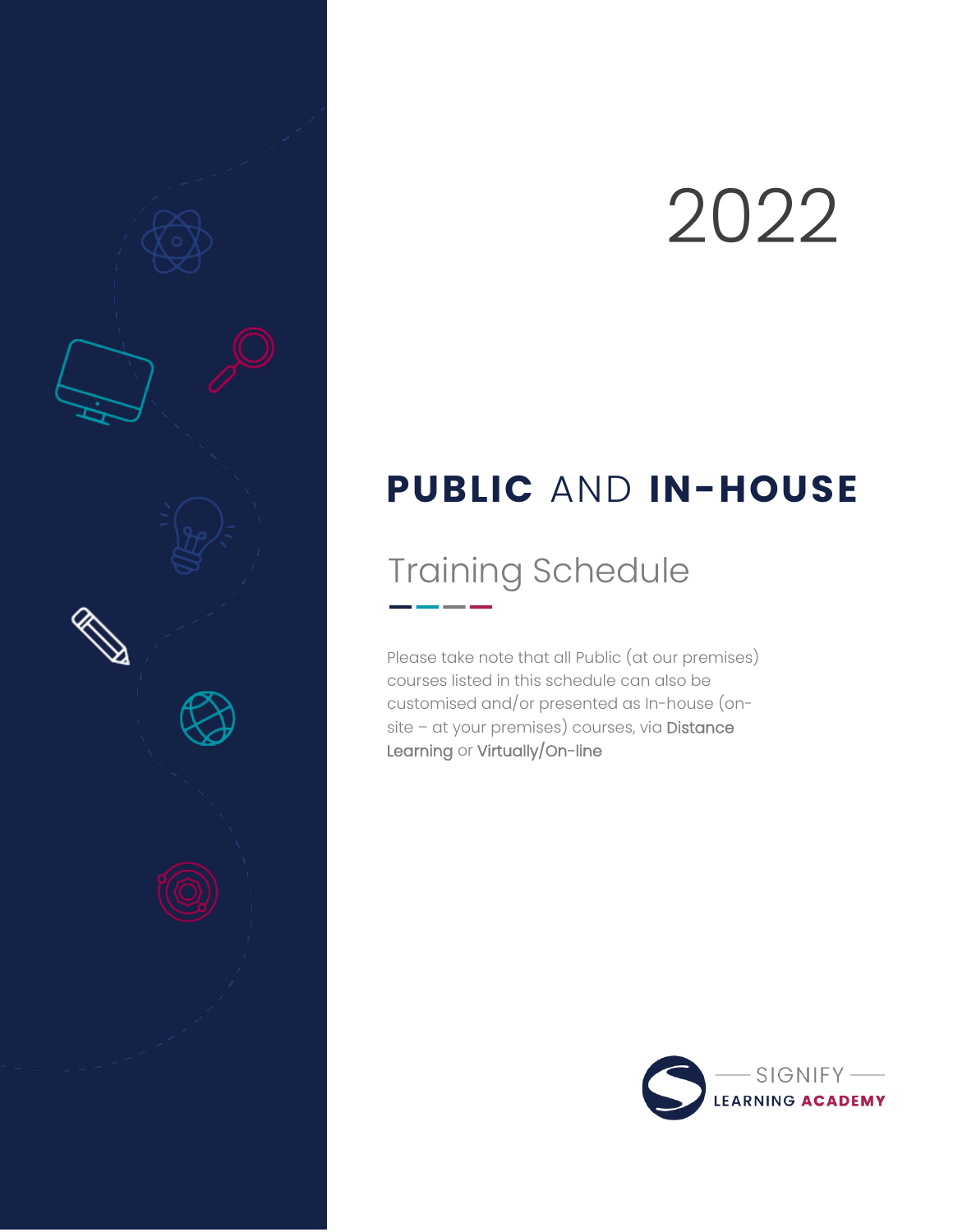2022

# **PUBLIC** AND **IN-HOUSE**

## Training Schedule

Please take note that all Public (at our premises) courses listed in this schedule can also be customised and/or presented as In-house (on-site – at your premises) courses, via **Distance Learning** or **Virtually/On-line**

SIGNIFY LEARNING **ACADEMY**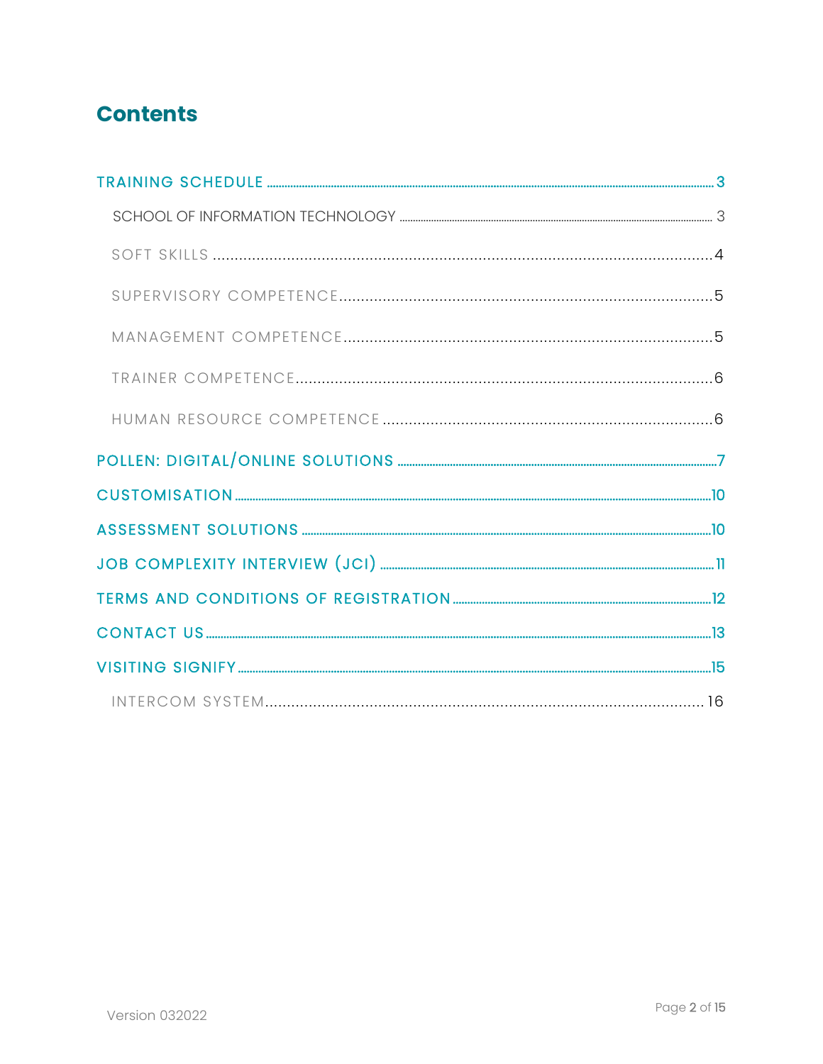# Contents

TRAINING SCHEDULE ........ 3

- SCHOOL OF INFORMATION TECHNOLOGY ........ 3
- SOFT SKILLS ........ 4
- SUPERVISORY COMPETENCE ........ 5
- MANAGEMENT COMPETENCE ........ 5
- TRAINER COMPETENCE ........ 6
- HUMAN RESOURCE COMPETENCE ........ 6

POLLEN: DIGITAL/ONLINE SOLUTIONS ........ 7

CUSTOMISATION ........ 10

ASSESSMENT SOLUTIONS ........ 10

JOB COMPLEXITY INTERVIEW (JCI) ........ 11

TERMS AND CONDITIONS OF REGISTRATION ........ 12

CONTACT US ........ 13

VISITING SIGNIFY ........ 15

- INTERCOM SYSTEM ........ 16

Version 032022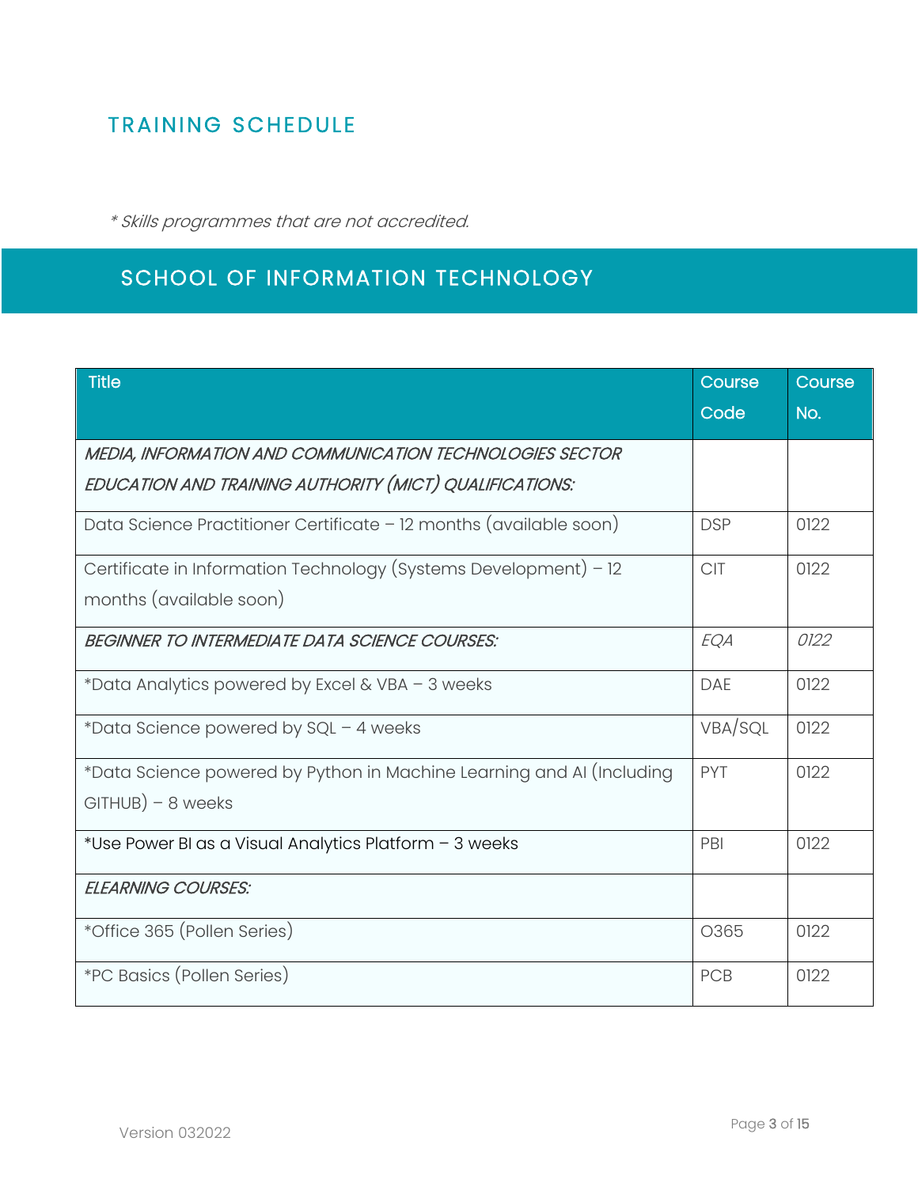## TRAINING SCHEDULE

*\* Skills programmes that are not accredited.*

## SCHOOL OF INFORMATION TECHNOLOGY

| Title | Course Code | Course No. |
| --- | --- | --- |
| *MEDIA, INFORMATION AND COMMUNICATION TECHNOLOGIES SECTOR EDUCATION AND TRAINING AUTHORITY (MICT) QUALIFICATIONS:* | | |
| Data Science Practitioner Certificate – 12 months (available soon) | DSP | 0122 |
| Certificate in Information Technology (Systems Development) – 12 months (available soon) | CIT | 0122 |
| *BEGINNER TO INTERMEDIATE DATA SCIENCE COURSES:* | *EQA* | *0122* |
| *Data Analytics powered by Excel & VBA – 3 weeks | DAE | 0122 |
| *Data Science powered by SQL – 4 weeks | VBA/SQL | 0122 |
| *Data Science powered by Python in Machine Learning and AI (Including GITHUB) – 8 weeks | PYT | 0122 |
| *Use Power BI as a Visual Analytics Platform – 3 weeks | PBI | 0122 |
| *ELEARNING COURSES:* | | |
| *Office 365 (Pollen Series) | O365 | 0122 |
| *PC Basics (Pollen Series) | PCB | 0122 |

Version 032022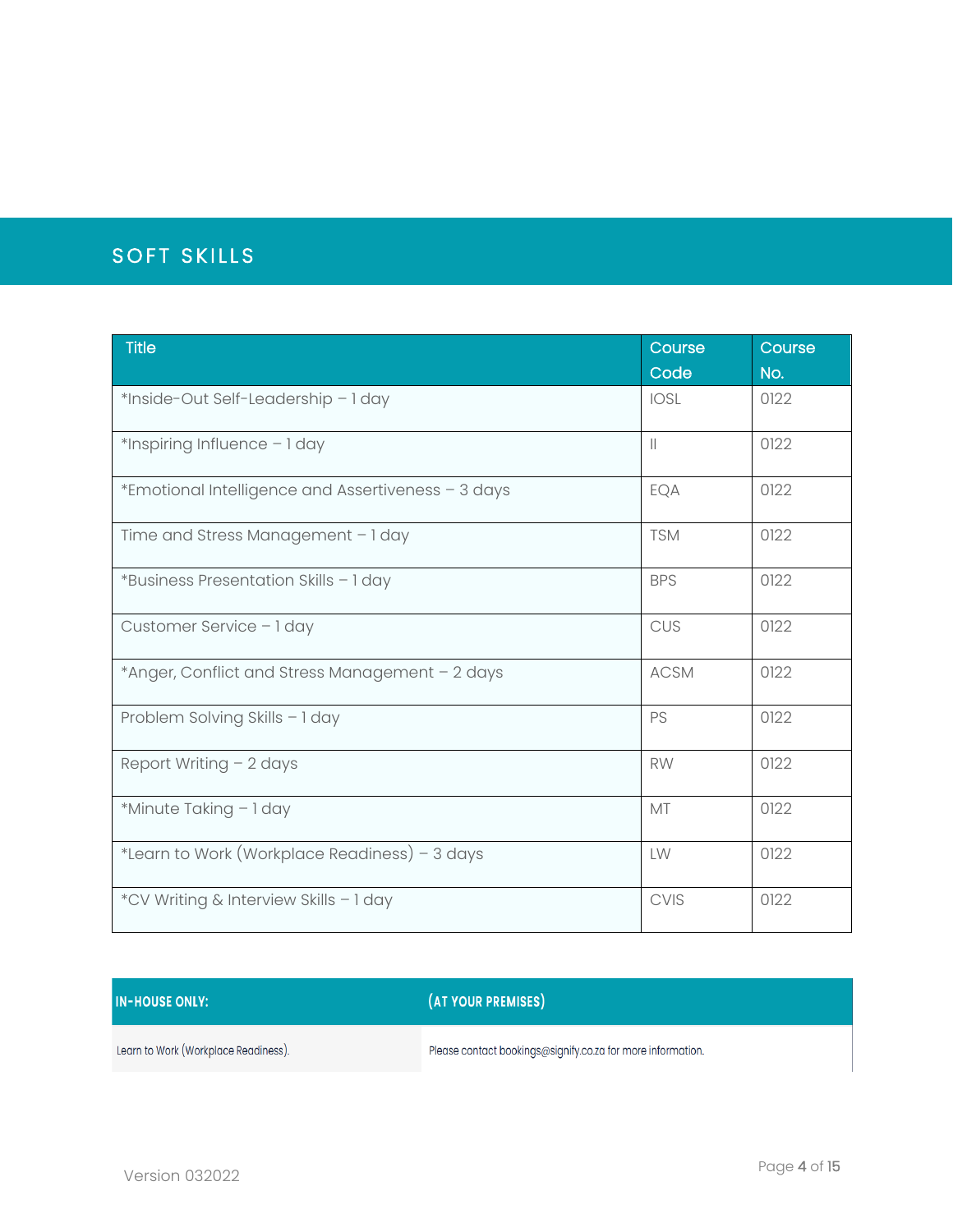## SOFT SKILLS

| Title | Course Code | Course No. |
|---|---|---|
| *Inside-Out Self-Leadership – 1 day | IOSL | 0122 |
| *Inspiring Influence – 1 day | II | 0122 |
| *Emotional Intelligence and Assertiveness – 3 days | EQA | 0122 |
| Time and Stress Management – 1 day | TSM | 0122 |
| *Business Presentation Skills – 1 day | BPS | 0122 |
| Customer Service – 1 day | CUS | 0122 |
| *Anger, Conflict and Stress Management – 2 days | ACSM | 0122 |
| Problem Solving Skills – 1 day | PS | 0122 |
| Report Writing – 2 days | RW | 0122 |
| *Minute Taking – 1 day | MT | 0122 |
| *Learn to Work (Workplace Readiness) – 3 days | LW | 0122 |
| *CV Writing & Interview Skills – 1 day | CVIS | 0122 |

| IN-HOUSE ONLY: | (AT YOUR PREMISES) |
|---|---|
| Learn to Work (Workplace Readiness). | Please contact bookings@signify.co.za for more information. |

Version 032022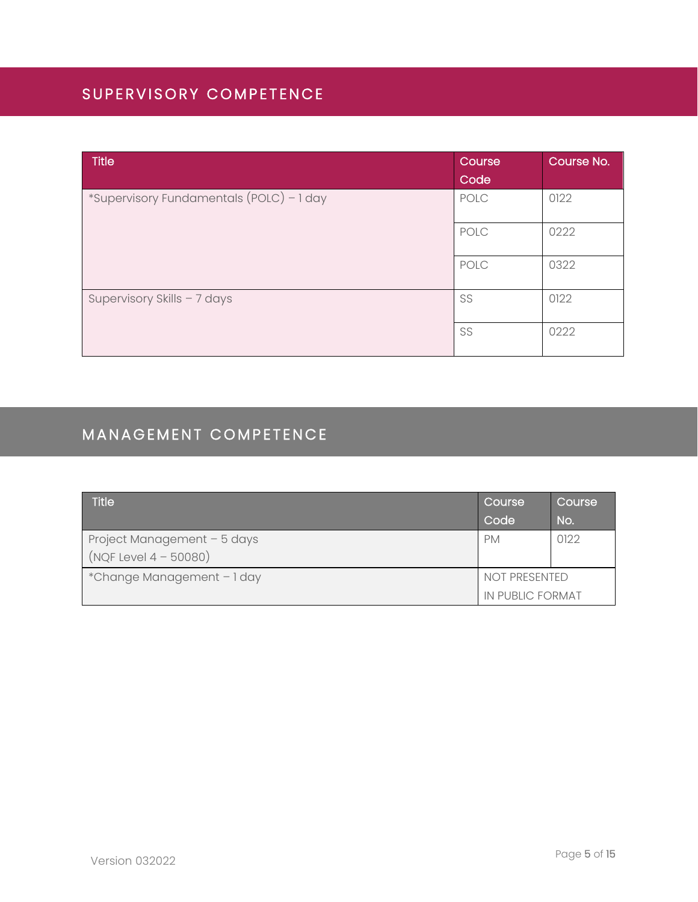## SUPERVISORY COMPETENCE

| Title | Course Code | Course No. |
|---|---|---|
| *Supervisory Fundamentals (POLC) – 1 day | POLC | 0122 |
| | POLC | 0222 |
| | POLC | 0322 |
| Supervisory Skills – 7 days | SS | 0122 |
| | SS | 0222 |

## MANAGEMENT COMPETENCE

| Title | Course Code | Course No. |
|---|---|---|
| Project Management – 5 days (NQF Level 4 – 50080) | PM | 0122 |
| *Change Management – 1 day | NOT PRESENTED IN PUBLIC FORMAT | |

Version 032022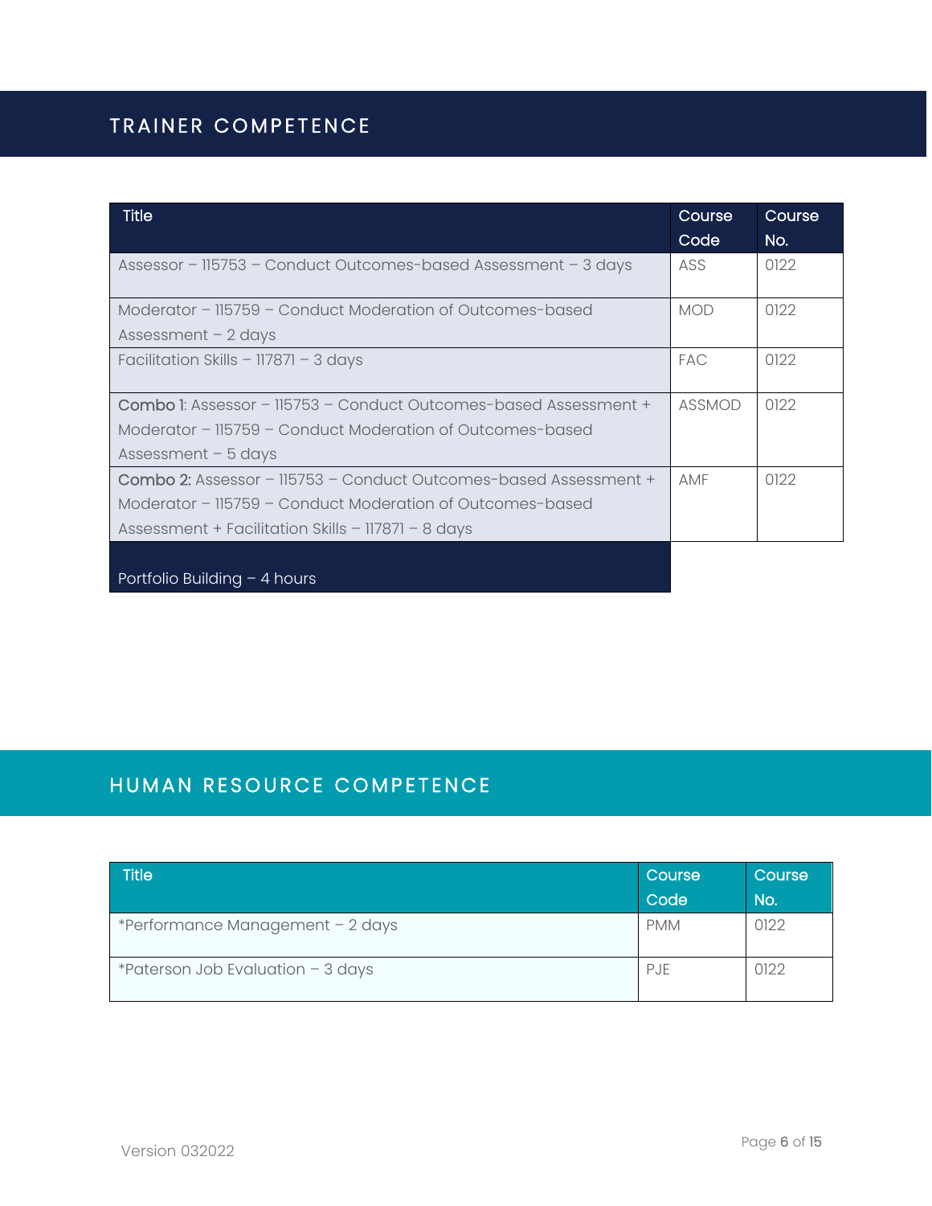## TRAINER COMPETENCE

| Title | Course Code | Course No. |
|---|---|---|
| Assessor – 115753 – Conduct Outcomes-based Assessment – 3 days | ASS | 0122 |
| Moderator – 115759 – Conduct Moderation of Outcomes-based Assessment – 2 days | MOD | 0122 |
| Facilitation Skills – 117871 – 3 days | FAC | 0122 |
| **Combo 1**: Assessor – 115753 – Conduct Outcomes-based Assessment + Moderator – 115759 – Conduct Moderation of Outcomes-based Assessment – 5 days | ASSMOD | 0122 |
| **Combo 2:** Assessor – 115753 – Conduct Outcomes-based Assessment + Moderator – 115759 – Conduct Moderation of Outcomes-based Assessment + Facilitation Skills – 117871 – 8 days | AMF | 0122 |
| Portfolio Building – 4 hours | | |

## HUMAN RESOURCE COMPETENCE

| Title | Course Code | Course No. |
|---|---|---|
| *Performance Management – 2 days | PMM | 0122 |
| *Paterson Job Evaluation – 3 days | PJE | 0122 |

Version 032022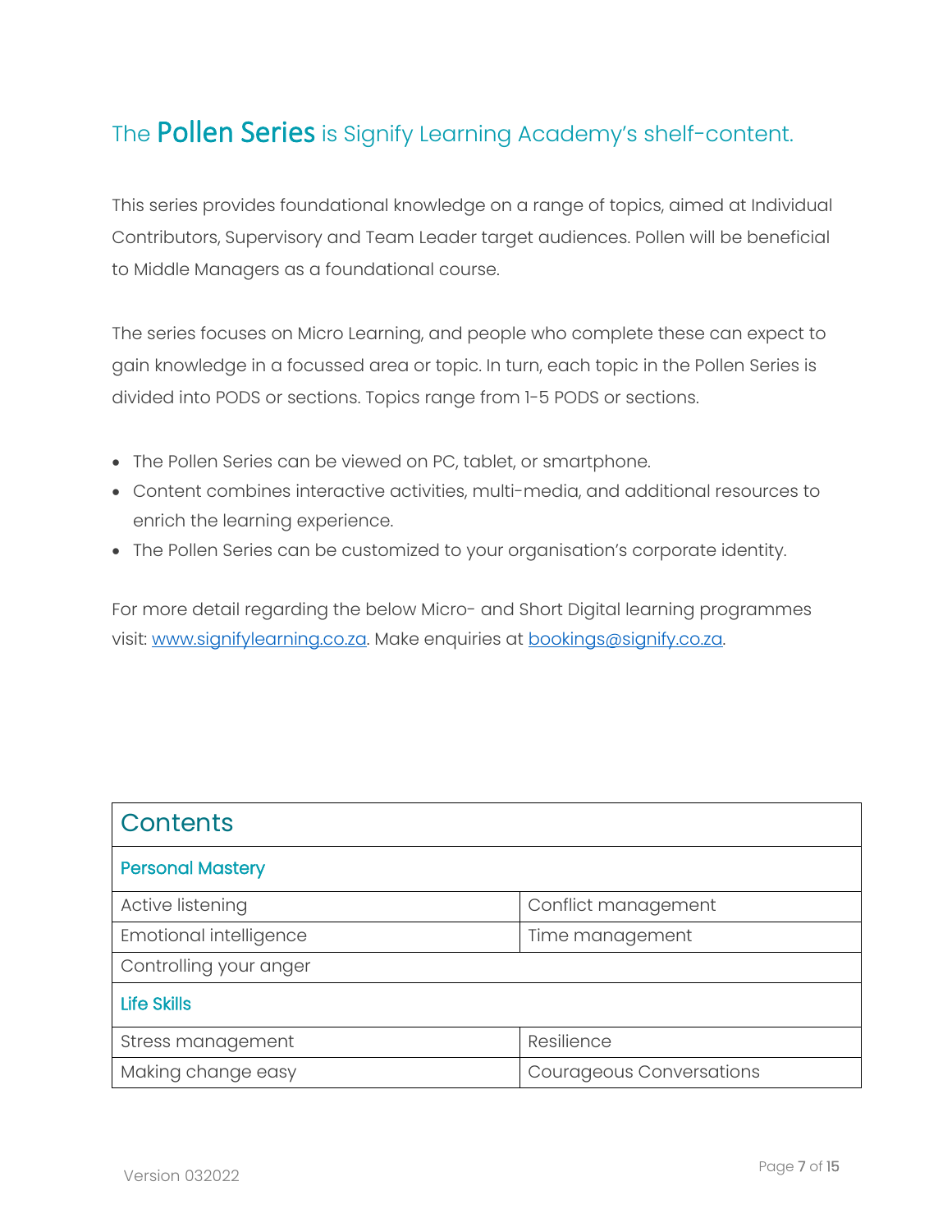## The **Pollen Series** is Signify Learning Academy's shelf-content.

This series provides foundational knowledge on a range of topics, aimed at Individual Contributors, Supervisory and Team Leader target audiences. Pollen will be beneficial to Middle Managers as a foundational course.

The series focuses on Micro Learning, and people who complete these can expect to gain knowledge in a focussed area or topic. In turn, each topic in the Pollen Series is divided into PODS or sections. Topics range from 1-5 PODS or sections.

- The Pollen Series can be viewed on PC, tablet, or smartphone.
- Content combines interactive activities, multi-media, and additional resources to enrich the learning experience.
- The Pollen Series can be customized to your organisation's corporate identity.

For more detail regarding the below Micro- and Short Digital learning programmes visit: [www.signifylearning.co.za](http://www.signifylearning.co.za). Make enquiries at [bookings@signify.co.za](mailto:bookings@signify.co.za).

| Contents | |
|---|---|
| **Personal Mastery** | |
| Active listening | Conflict management |
| Emotional intelligence | Time management |
| Controlling your anger | |
| **Life Skills** | |
| Stress management | Resilience |
| Making change easy | Courageous Conversations |

Version 032022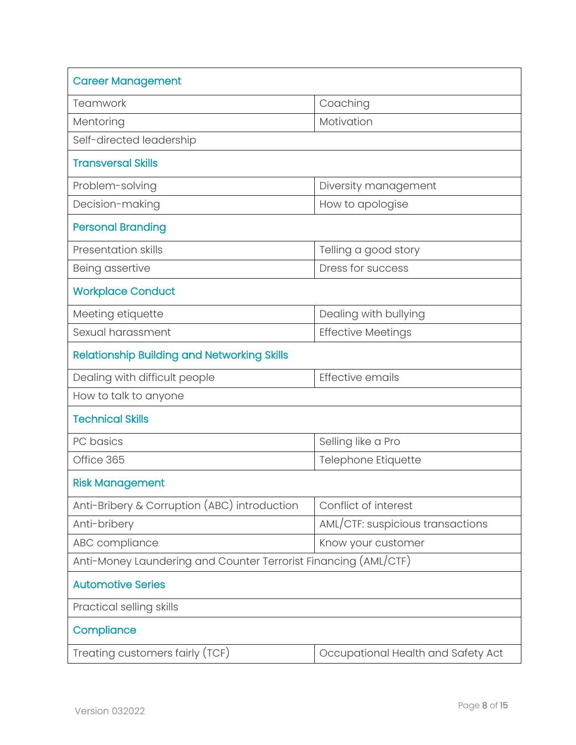| Career Management | |
|---|---|
| Teamwork | Coaching |
| Mentoring | Motivation |
| Self-directed leadership | |
| **Transversal Skills** | |
| Problem-solving | Diversity management |
| Decision-making | How to apologise |
| **Personal Branding** | |
| Presentation skills | Telling a good story |
| Being assertive | Dress for success |
| **Workplace Conduct** | |
| Meeting etiquette | Dealing with bullying |
| Sexual harassment | Effective Meetings |
| **Relationship Building and Networking Skills** | |
| Dealing with difficult people | Effective emails |
| How to talk to anyone | |
| **Technical Skills** | |
| PC basics | Selling like a Pro |
| Office 365 | Telephone Etiquette |
| **Risk Management** | |
| Anti-Bribery & Corruption (ABC) introduction | Conflict of interest |
| Anti-bribery | AML/CTF: suspicious transactions |
| ABC compliance | Know your customer |
| Anti-Money Laundering and Counter Terrorist Financing (AML/CTF) | |
| **Automotive Series** | |
| Practical selling skills | |
| **Compliance** | |
| Treating customers fairly (TCF) | Occupational Health and Safety Act |

Version 032022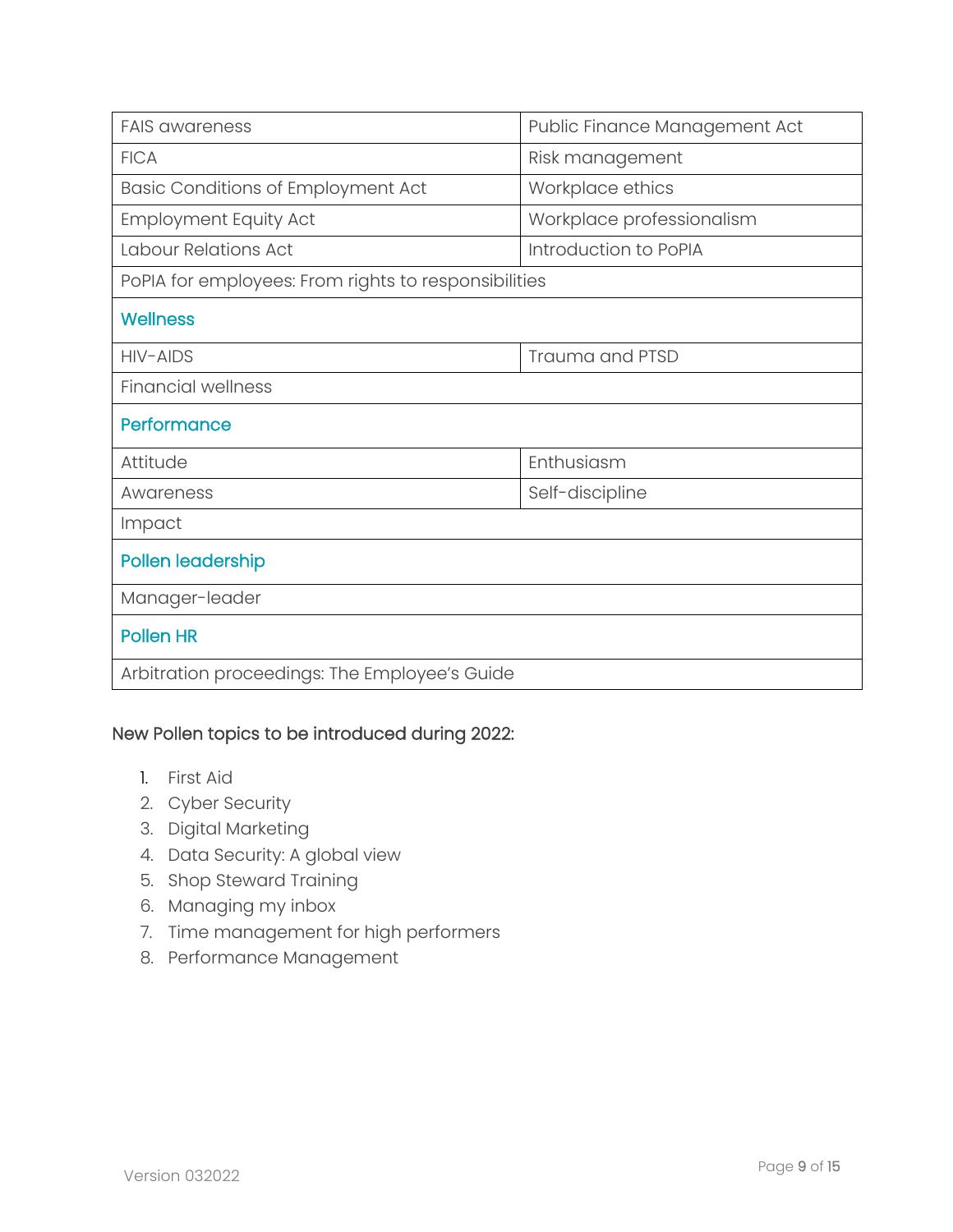| | |
|---|---|
| FAIS awareness | Public Finance Management Act |
| FICA | Risk management |
| Basic Conditions of Employment Act | Workplace ethics |
| Employment Equity Act | Workplace professionalism |
| Labour Relations Act | Introduction to PoPIA |
| PoPIA for employees: From rights to responsibilities | |
| **Wellness** | |
| HIV-AIDS | Trauma and PTSD |
| Financial wellness | |
| **Performance** | |
| Attitude | Enthusiasm |
| Awareness | Self-discipline |
| Impact | |
| **Pollen leadership** | |
| Manager-leader | |
| **Pollen HR** | |
| Arbitration proceedings: The Employee's Guide | |

New Pollen topics to be introduced during 2022:

1. First Aid
2. Cyber Security
3. Digital Marketing
4. Data Security: A global view
5. Shop Steward Training
6. Managing my inbox
7. Time management for high performers
8. Performance Management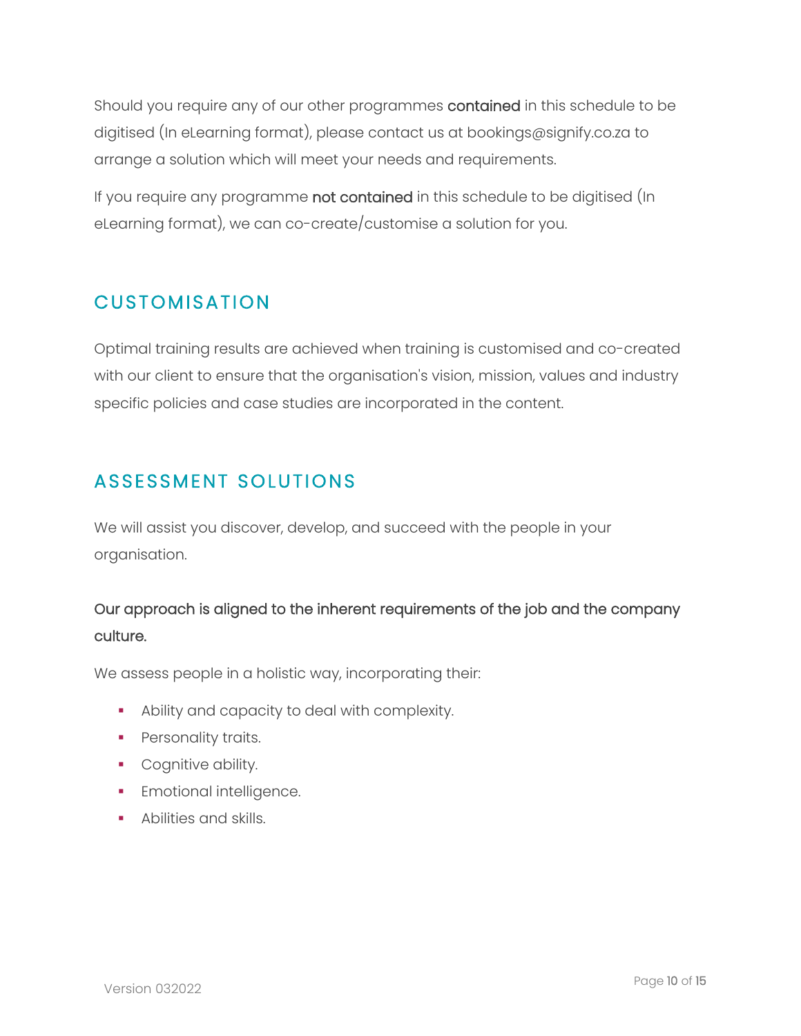Should you require any of our other programmes **contained** in this schedule to be digitised (In eLearning format), please contact us at bookings@signify.co.za to arrange a solution which will meet your needs and requirements.

If you require any programme **not contained** in this schedule to be digitised (In eLearning format), we can co-create/customise a solution for you.

## CUSTOMISATION

Optimal training results are achieved when training is customised and co-created with our client to ensure that the organisation's vision, mission, values and industry specific policies and case studies are incorporated in the content.

## ASSESSMENT SOLUTIONS

We will assist you discover, develop, and succeed with the people in your organisation.

**Our approach is aligned to the inherent requirements of the job and the company culture.**

We assess people in a holistic way, incorporating their:

- Ability and capacity to deal with complexity.
- Personality traits.
- Cognitive ability.
- Emotional intelligence.
- Abilities and skills.

Version 032022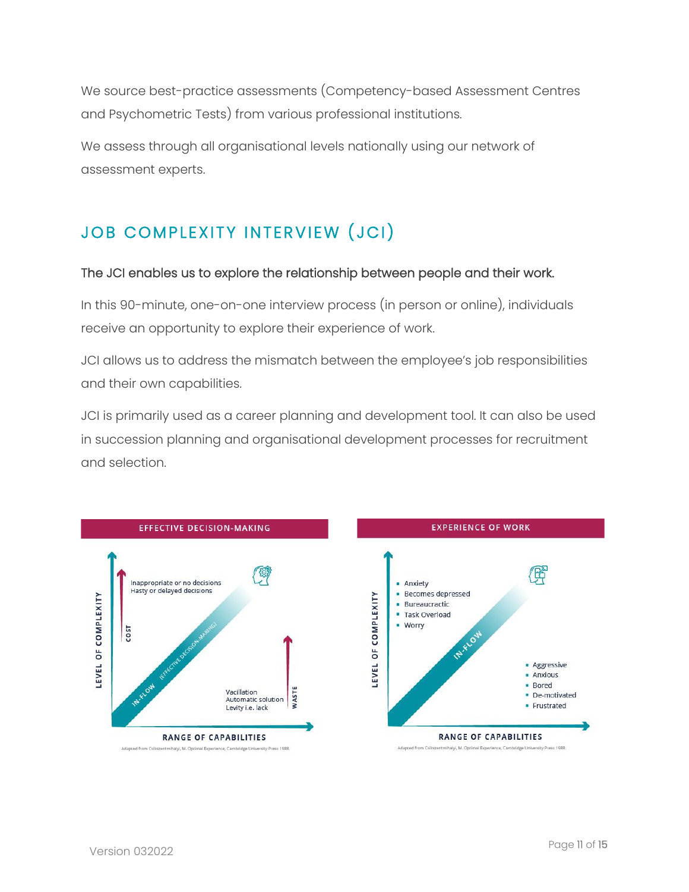We source best-practice assessments (Competency-based Assessment Centres and Psychometric Tests) from various professional institutions.

We assess through all organisational levels nationally using our network of assessment experts.

## JOB COMPLEXITY INTERVIEW (JCI)

**The JCI enables us to explore the relationship between people and their work.**

In this 90-minute, one-on-one interview process (in person or online), individuals receive an opportunity to explore their experience of work.

JCI allows us to address the mismatch between the employee's job responsibilities and their own capabilities.

JCI is primarily used as a career planning and development tool. It can also be used in succession planning and organisational development processes for recruitment and selection.

**EFFECTIVE DECISION-MAKING**

LEVEL OF COMPLEXITY

COST

Inappropriate or no decisions
Hasty or delayed decisions

IN-FLOW (EFFECTIVE DECISION-MAKING)

Vacillation
Automatic solution
Levity i.e. lack

WASTE

RANGE OF CAPABILITIES

Adapted from Csikszentmihalyi, M. Optimal Experience, Cambridge University Press 1988.

**EXPERIENCE OF WORK**

LEVEL OF COMPLEXITY

- Anxiety
- Becomes depressed
- Bureaucractic
- Task Overload
- Worry

IN-FLOW

- Aggressive
- Anxious
- Bored
- De-motivated
- Frustrated

RANGE OF CAPABILITIES

Adapted from Csikszentmihalyi, M. Optimal Experience, Cambridge University Press 1988.

Version 032022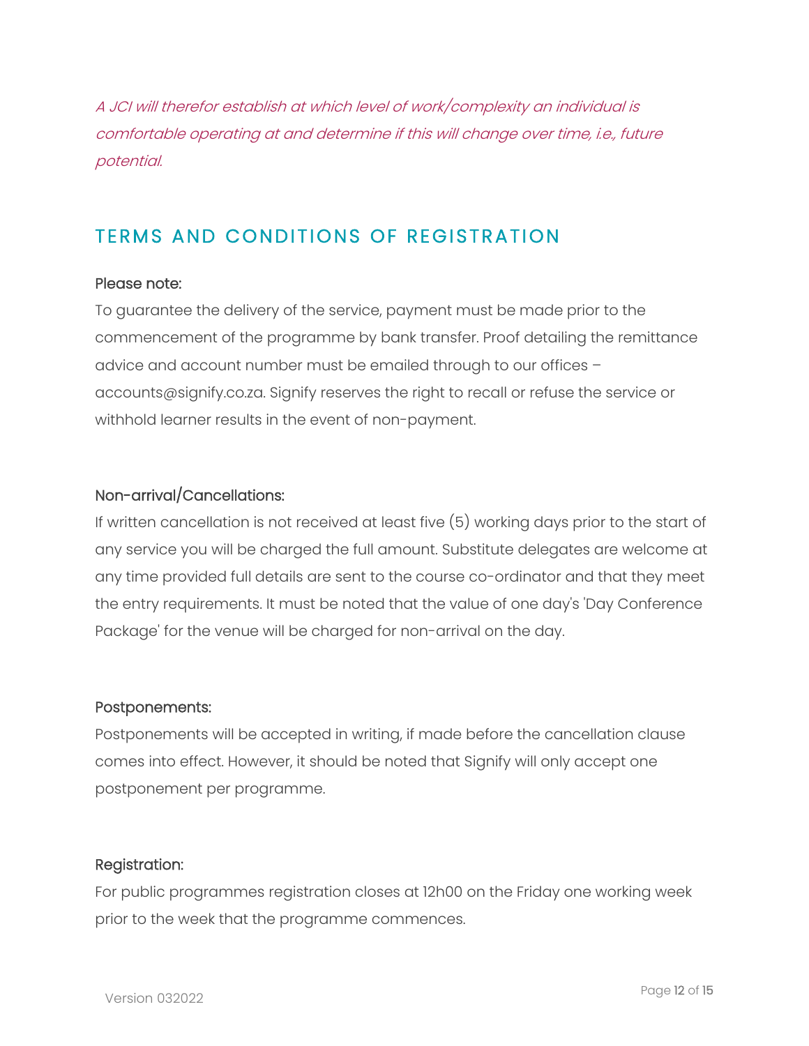*A JCI will therefor establish at which level of work/complexity an individual is comfortable operating at and determine if this will change over time, i.e., future potential.*

## TERMS AND CONDITIONS OF REGISTRATION

Please note:

To guarantee the delivery of the service, payment must be made prior to the commencement of the programme by bank transfer. Proof detailing the remittance advice and account number must be emailed through to our offices – accounts@signify.co.za. Signify reserves the right to recall or refuse the service or withhold learner results in the event of non-payment.

Non-arrival/Cancellations:

If written cancellation is not received at least five (5) working days prior to the start of any service you will be charged the full amount. Substitute delegates are welcome at any time provided full details are sent to the course co-ordinator and that they meet the entry requirements. It must be noted that the value of one day's 'Day Conference Package' for the venue will be charged for non-arrival on the day.

Postponements:

Postponements will be accepted in writing, if made before the cancellation clause comes into effect. However, it should be noted that Signify will only accept one postponement per programme.

Registration:

For public programmes registration closes at 12h00 on the Friday one working week prior to the week that the programme commences.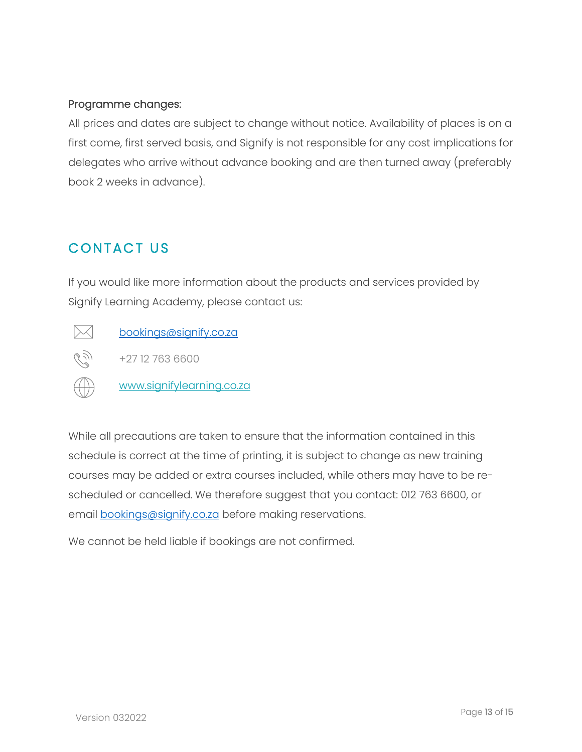Programme changes:

All prices and dates are subject to change without notice. Availability of places is on a first come, first served basis, and Signify is not responsible for any cost implications for delegates who arrive without advance booking and are then turned away (preferably book 2 weeks in advance).

## CONTACT US

If you would like more information about the products and services provided by Signify Learning Academy, please contact us:

- [bookings@signify.co.za](mailto:bookings@signify.co.za)
- +27 12 763 6600
- [www.signifylearning.co.za](http://www.signifylearning.co.za)

While all precautions are taken to ensure that the information contained in this schedule is correct at the time of printing, it is subject to change as new training courses may be added or extra courses included, while others may have to be re-scheduled or cancelled. We therefore suggest that you contact: 012 763 6600, or email [bookings@signify.co.za](mailto:bookings@signify.co.za) before making reservations.

We cannot be held liable if bookings are not confirmed.

Version 032022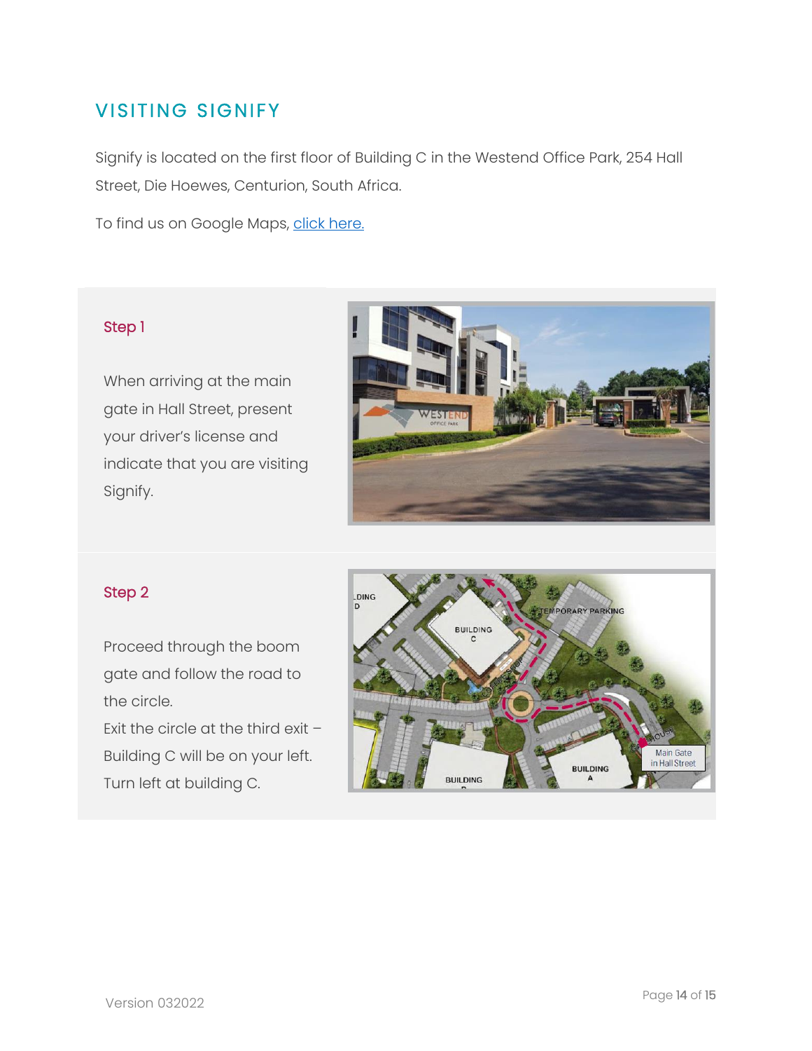# VISITING SIGNIFY

Signify is located on the first floor of Building C in the Westend Office Park, 254 Hall Street, Die Hoewes, Centurion, South Africa.

To find us on Google Maps, [click here.]

### Step 1

When arriving at the main gate in Hall Street, present your driver's license and indicate that you are visiting Signify.

### Step 2

Proceed through the boom gate and follow the road to the circle.

Exit the circle at the third exit – Building C will be on your left.

Turn left at building C.

Version 032022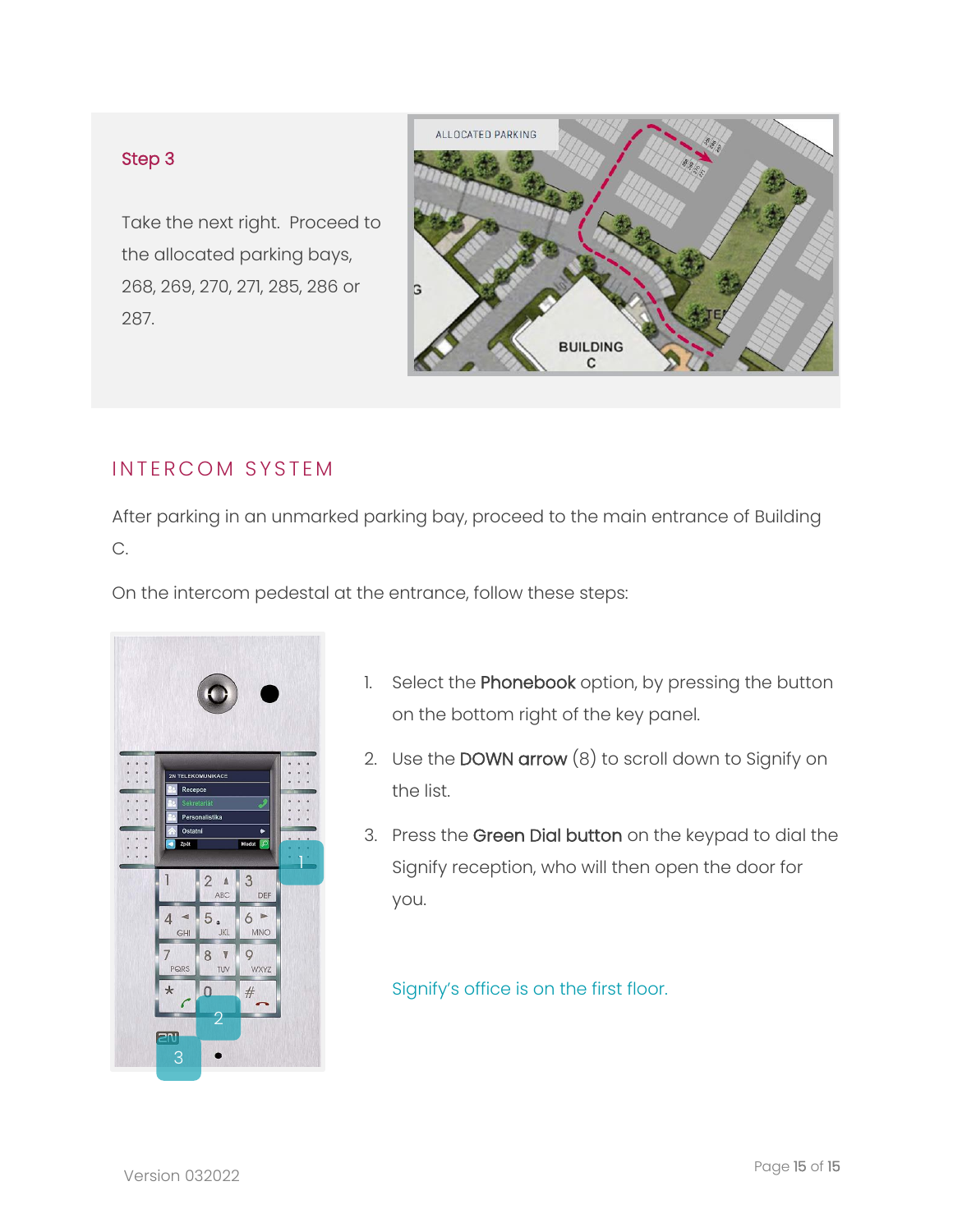### Step 3

Take the next right. Proceed to the allocated parking bays, 268, 269, 270, 271, 285, 286 or 287.

ALLOCATED PARKING

BUILDING C

## INTERCOM SYSTEM

After parking in an unmarked parking bay, proceed to the main entrance of Building C.

On the intercom pedestal at the entrance, follow these steps:

1. Select the **Phonebook** option, by pressing the button on the bottom right of the key panel.
2. Use the **DOWN arrow** (8) to scroll down to Signify on the list.
3. Press the **Green Dial button** on the keypad to dial the Signify reception, who will then open the door for you.

Signify's office is on the first floor.

Version 032022